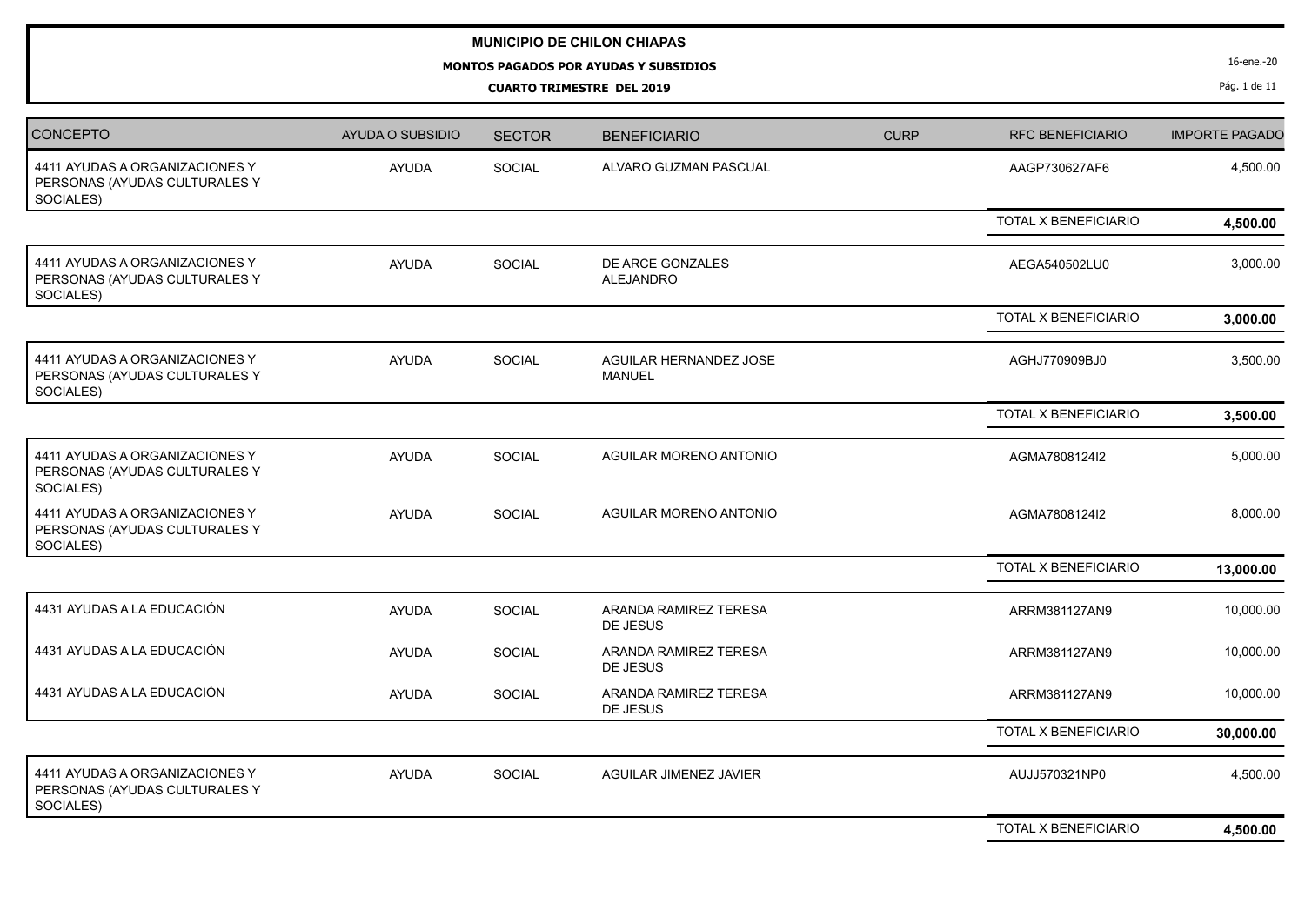**MUNICIPIO DE CHILON CHIAPAS**

**MONTOS PAGADOS POR AYUDAS Y SUBSIDIOS**

**CUARTO TRIMESTRE DEL 2019**

16-ene.-20

| CONCEPTO | AYUDA O SUBSIDIO | SECTOR | BENEFICIARIO | CURP | RFC BENEFICIARIO | IMPORTE PAGADO |
|---|---|---|---|---|---|---|
| 4411 AYUDAS A ORGANIZACIONES Y PERSONAS (AYUDAS CULTURALES Y SOCIALES) | AYUDA | SOCIAL | ALVARO GUZMAN PASCUAL | | AAGP730627AF6 | 4,500.00 |
| | | | | | TOTAL X BENEFICIARIO | **4,500.00** |
| 4411 AYUDAS A ORGANIZACIONES Y PERSONAS (AYUDAS CULTURALES Y SOCIALES) | AYUDA | SOCIAL | DE ARCE GONZALES ALEJANDRO | | AEGA540502LU0 | 3,000.00 |
| | | | | | TOTAL X BENEFICIARIO | **3,000.00** |
| 4411 AYUDAS A ORGANIZACIONES Y PERSONAS (AYUDAS CULTURALES Y SOCIALES) | AYUDA | SOCIAL | AGUILAR HERNANDEZ JOSE MANUEL | | AGHJ770909BJ0 | 3,500.00 |
| | | | | | TOTAL X BENEFICIARIO | **3,500.00** |
| 4411 AYUDAS A ORGANIZACIONES Y PERSONAS (AYUDAS CULTURALES Y SOCIALES) | AYUDA | SOCIAL | AGUILAR MORENO ANTONIO | | AGMA7808124I2 | 5,000.00 |
| 4411 AYUDAS A ORGANIZACIONES Y PERSONAS (AYUDAS CULTURALES Y SOCIALES) | AYUDA | SOCIAL | AGUILAR MORENO ANTONIO | | AGMA7808124I2 | 8,000.00 |
| | | | | | TOTAL X BENEFICIARIO | **13,000.00** |
| 4431 AYUDAS A LA EDUCACIÓN | AYUDA | SOCIAL | ARANDA RAMIREZ TERESA DE JESUS | | ARRM381127AN9 | 10,000.00 |
| 4431 AYUDAS A LA EDUCACIÓN | AYUDA | SOCIAL | ARANDA RAMIREZ TERESA DE JESUS | | ARRM381127AN9 | 10,000.00 |
| 4431 AYUDAS A LA EDUCACIÓN | AYUDA | SOCIAL | ARANDA RAMIREZ TERESA DE JESUS | | ARRM381127AN9 | 10,000.00 |
| | | | | | TOTAL X BENEFICIARIO | **30,000.00** |
| 4411 AYUDAS A ORGANIZACIONES Y PERSONAS (AYUDAS CULTURALES Y SOCIALES) | AYUDA | SOCIAL | AGUILAR JIMENEZ JAVIER | | AUJJ570321NP0 | 4,500.00 |
| | | | | | TOTAL X BENEFICIARIO | **4,500.00** |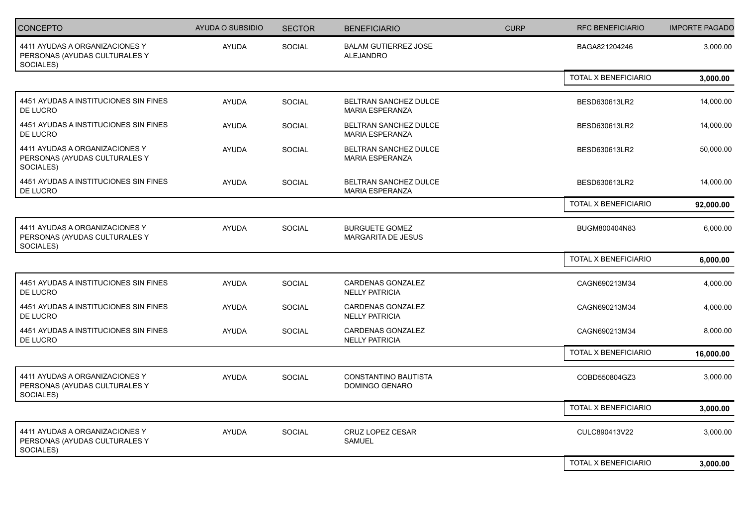| CONCEPTO | AYUDA O SUBSIDIO | SECTOR | BENEFICIARIO | CURP | RFC BENEFICIARIO | IMPORTE PAGADO |
|---|---|---|---|---|---|---|
| 4411 AYUDAS A ORGANIZACIONES Y PERSONAS (AYUDAS CULTURALES Y SOCIALES) | AYUDA | SOCIAL | BALAM GUTIERREZ JOSE ALEJANDRO | | BAGA821204246 | 3,000.00 |
| | | | | | TOTAL X BENEFICIARIO | **3,000.00** |
| 4451 AYUDAS A INSTITUCIONES SIN FINES DE LUCRO | AYUDA | SOCIAL | BELTRAN SANCHEZ DULCE MARIA ESPERANZA | | BESD630613LR2 | 14,000.00 |
| 4451 AYUDAS A INSTITUCIONES SIN FINES DE LUCRO | AYUDA | SOCIAL | BELTRAN SANCHEZ DULCE MARIA ESPERANZA | | BESD630613LR2 | 14,000.00 |
| 4411 AYUDAS A ORGANIZACIONES Y PERSONAS (AYUDAS CULTURALES Y SOCIALES) | AYUDA | SOCIAL | BELTRAN SANCHEZ DULCE MARIA ESPERANZA | | BESD630613LR2 | 50,000.00 |
| 4451 AYUDAS A INSTITUCIONES SIN FINES DE LUCRO | AYUDA | SOCIAL | BELTRAN SANCHEZ DULCE MARIA ESPERANZA | | BESD630613LR2 | 14,000.00 |
| | | | | | TOTAL X BENEFICIARIO | **92,000.00** |
| 4411 AYUDAS A ORGANIZACIONES Y PERSONAS (AYUDAS CULTURALES Y SOCIALES) | AYUDA | SOCIAL | BURGUETE GOMEZ MARGARITA DE JESUS | | BUGM800404N83 | 6,000.00 |
| | | | | | TOTAL X BENEFICIARIO | **6,000.00** |
| 4451 AYUDAS A INSTITUCIONES SIN FINES DE LUCRO | AYUDA | SOCIAL | CARDENAS GONZALEZ NELLY PATRICIA | | CAGN690213M34 | 4,000.00 |
| 4451 AYUDAS A INSTITUCIONES SIN FINES DE LUCRO | AYUDA | SOCIAL | CARDENAS GONZALEZ NELLY PATRICIA | | CAGN690213M34 | 4,000.00 |
| 4451 AYUDAS A INSTITUCIONES SIN FINES DE LUCRO | AYUDA | SOCIAL | CARDENAS GONZALEZ NELLY PATRICIA | | CAGN690213M34 | 8,000.00 |
| | | | | | TOTAL X BENEFICIARIO | **16,000.00** |
| 4411 AYUDAS A ORGANIZACIONES Y PERSONAS (AYUDAS CULTURALES Y SOCIALES) | AYUDA | SOCIAL | CONSTANTINO BAUTISTA DOMINGO GENARO | | COBD550804GZ3 | 3,000.00 |
| | | | | | TOTAL X BENEFICIARIO | **3,000.00** |
| 4411 AYUDAS A ORGANIZACIONES Y PERSONAS (AYUDAS CULTURALES Y SOCIALES) | AYUDA | SOCIAL | CRUZ LOPEZ CESAR SAMUEL | | CULC890413V22 | 3,000.00 |
| | | | | | TOTAL X BENEFICIARIO | **3,000.00** |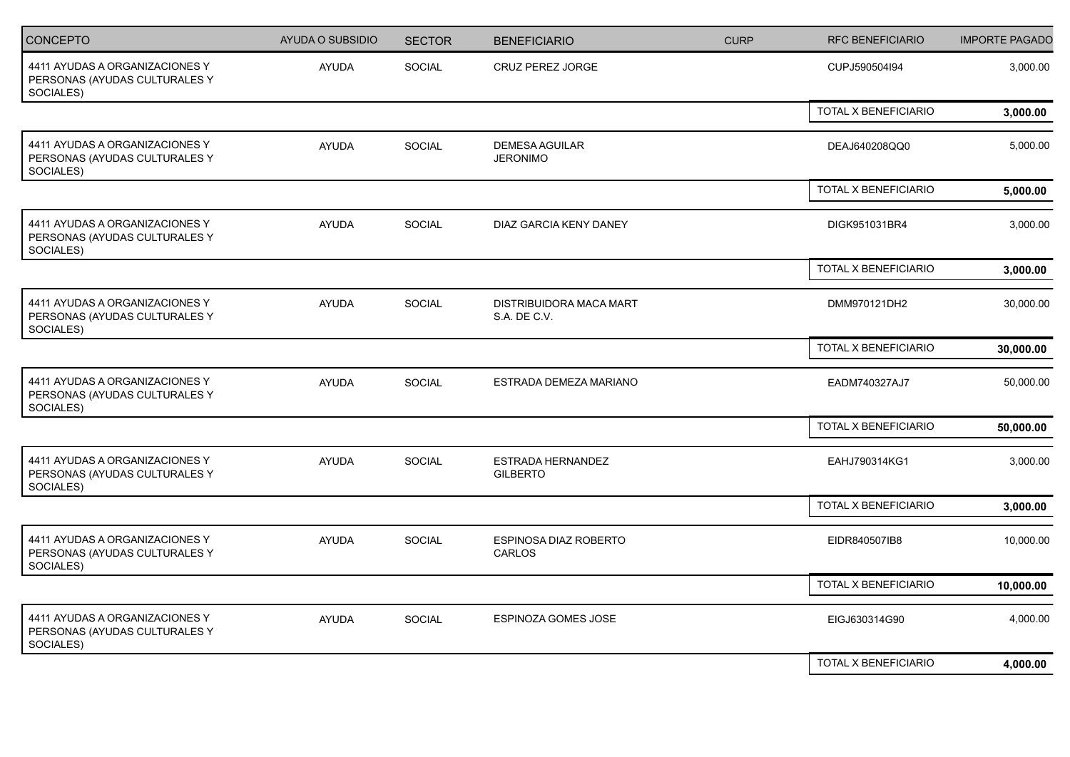| CONCEPTO | AYUDA O SUBSIDIO | SECTOR | BENEFICIARIO | CURP | RFC BENEFICIARIO | IMPORTE PAGADO |
|---|---|---|---|---|---|---|
| 4411 AYUDAS A ORGANIZACIONES Y PERSONAS (AYUDAS CULTURALES Y SOCIALES) | AYUDA | SOCIAL | CRUZ PEREZ JORGE | | CUPJ590504I94 | 3,000.00 |
| | | | | | TOTAL X BENEFICIARIO | **3,000.00** |
| 4411 AYUDAS A ORGANIZACIONES Y PERSONAS (AYUDAS CULTURALES Y SOCIALES) | AYUDA | SOCIAL | DEMESA AGUILAR JERONIMO | | DEAJ640208QQ0 | 5,000.00 |
| | | | | | TOTAL X BENEFICIARIO | **5,000.00** |
| 4411 AYUDAS A ORGANIZACIONES Y PERSONAS (AYUDAS CULTURALES Y SOCIALES) | AYUDA | SOCIAL | DIAZ GARCIA KENY DANEY | | DIGK951031BR4 | 3,000.00 |
| | | | | | TOTAL X BENEFICIARIO | **3,000.00** |
| 4411 AYUDAS A ORGANIZACIONES Y PERSONAS (AYUDAS CULTURALES Y SOCIALES) | AYUDA | SOCIAL | DISTRIBUIDORA MACA MART S.A. DE C.V. | | DMM970121DH2 | 30,000.00 |
| | | | | | TOTAL X BENEFICIARIO | **30,000.00** |
| 4411 AYUDAS A ORGANIZACIONES Y PERSONAS (AYUDAS CULTURALES Y SOCIALES) | AYUDA | SOCIAL | ESTRADA DEMEZA MARIANO | | EADM740327AJ7 | 50,000.00 |
| | | | | | TOTAL X BENEFICIARIO | **50,000.00** |
| 4411 AYUDAS A ORGANIZACIONES Y PERSONAS (AYUDAS CULTURALES Y SOCIALES) | AYUDA | SOCIAL | ESTRADA HERNANDEZ GILBERTO | | EAHJ790314KG1 | 3,000.00 |
| | | | | | TOTAL X BENEFICIARIO | **3,000.00** |
| 4411 AYUDAS A ORGANIZACIONES Y PERSONAS (AYUDAS CULTURALES Y SOCIALES) | AYUDA | SOCIAL | ESPINOSA DIAZ ROBERTO CARLOS | | EIDR840507IB8 | 10,000.00 |
| | | | | | TOTAL X BENEFICIARIO | **10,000.00** |
| 4411 AYUDAS A ORGANIZACIONES Y PERSONAS (AYUDAS CULTURALES Y SOCIALES) | AYUDA | SOCIAL | ESPINOZA GOMES JOSE | | EIGJ630314G90 | 4,000.00 |
| | | | | | TOTAL X BENEFICIARIO | **4,000.00** |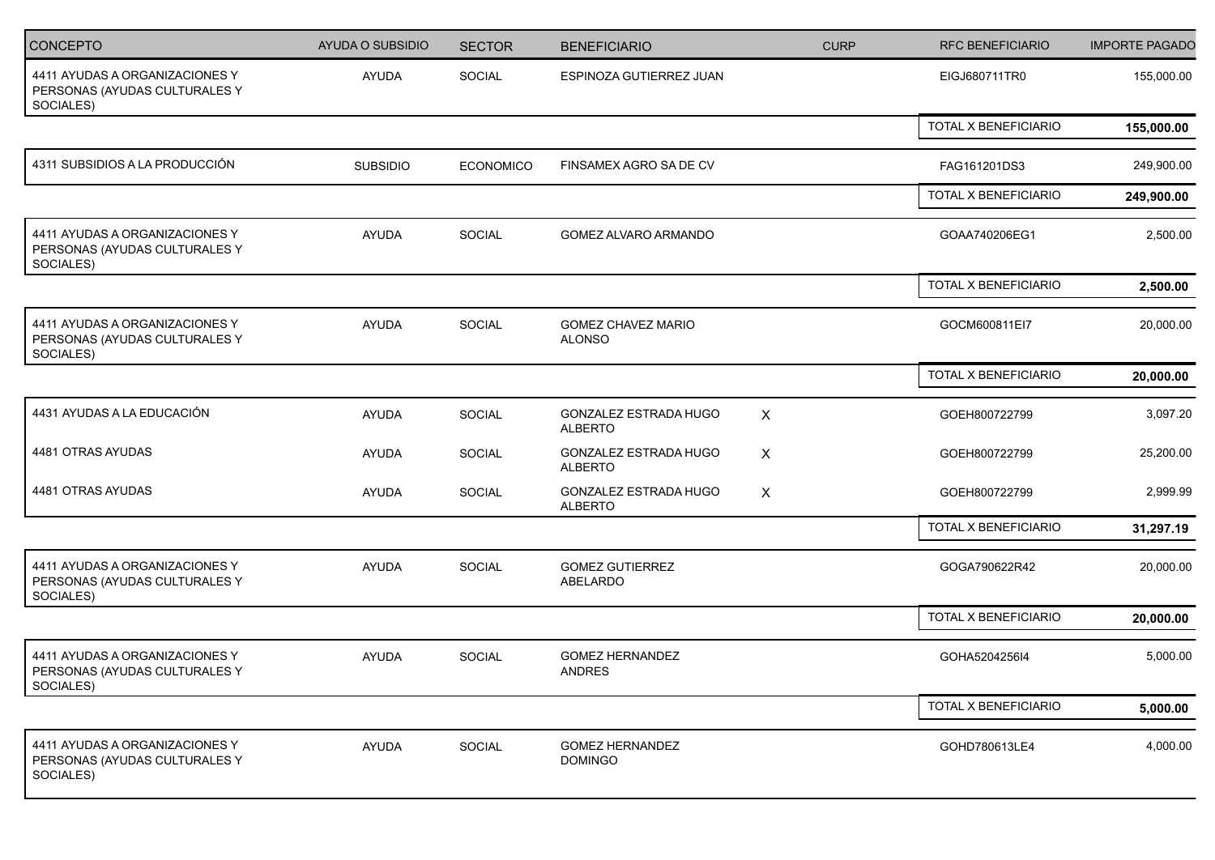| CONCEPTO | AYUDA O SUBSIDIO | SECTOR | BENEFICIARIO | CURP | RFC BENEFICIARIO | IMPORTE PAGADO |
|---|---|---|---|---|---|---|
| 4411 AYUDAS A ORGANIZACIONES Y PERSONAS (AYUDAS CULTURALES Y SOCIALES) | AYUDA | SOCIAL | ESPINOZA GUTIERREZ JUAN | | EIGJ680711TR0 | 155,000.00 |
| | | | | | TOTAL X BENEFICIARIO | **155,000.00** |
| 4311 SUBSIDIOS A LA PRODUCCIÓN | SUBSIDIO | ECONOMICO | FINSAMEX AGRO SA DE CV | | FAG161201DS3 | 249,900.00 |
| | | | | | TOTAL X BENEFICIARIO | **249,900.00** |
| 4411 AYUDAS A ORGANIZACIONES Y PERSONAS (AYUDAS CULTURALES Y SOCIALES) | AYUDA | SOCIAL | GOMEZ ALVARO ARMANDO | | GOAA740206EG1 | 2,500.00 |
| | | | | | TOTAL X BENEFICIARIO | **2,500.00** |
| 4411 AYUDAS A ORGANIZACIONES Y PERSONAS (AYUDAS CULTURALES Y SOCIALES) | AYUDA | SOCIAL | GOMEZ CHAVEZ MARIO ALONSO | | GOCM600811EI7 | 20,000.00 |
| | | | | | TOTAL X BENEFICIARIO | **20,000.00** |
| 4431 AYUDAS A LA EDUCACIÓN | AYUDA | SOCIAL | GONZALEZ ESTRADA HUGO ALBERTO | X | GOEH800722799 | 3,097.20 |
| 4481 OTRAS AYUDAS | AYUDA | SOCIAL | GONZALEZ ESTRADA HUGO ALBERTO | X | GOEH800722799 | 25,200.00 |
| 4481 OTRAS AYUDAS | AYUDA | SOCIAL | GONZALEZ ESTRADA HUGO ALBERTO | X | GOEH800722799 | 2,999.99 |
| | | | | | TOTAL X BENEFICIARIO | **31,297.19** |
| 4411 AYUDAS A ORGANIZACIONES Y PERSONAS (AYUDAS CULTURALES Y SOCIALES) | AYUDA | SOCIAL | GOMEZ GUTIERREZ ABELARDO | | GOGA790622R42 | 20,000.00 |
| | | | | | TOTAL X BENEFICIARIO | **20,000.00** |
| 4411 AYUDAS A ORGANIZACIONES Y PERSONAS (AYUDAS CULTURALES Y SOCIALES) | AYUDA | SOCIAL | GOMEZ HERNANDEZ ANDRES | | GOHA520425614 | 5,000.00 |
| | | | | | TOTAL X BENEFICIARIO | **5,000.00** |
| 4411 AYUDAS A ORGANIZACIONES Y PERSONAS (AYUDAS CULTURALES Y SOCIALES) | AYUDA | SOCIAL | GOMEZ HERNANDEZ DOMINGO | | GOHD780613LE4 | 4,000.00 |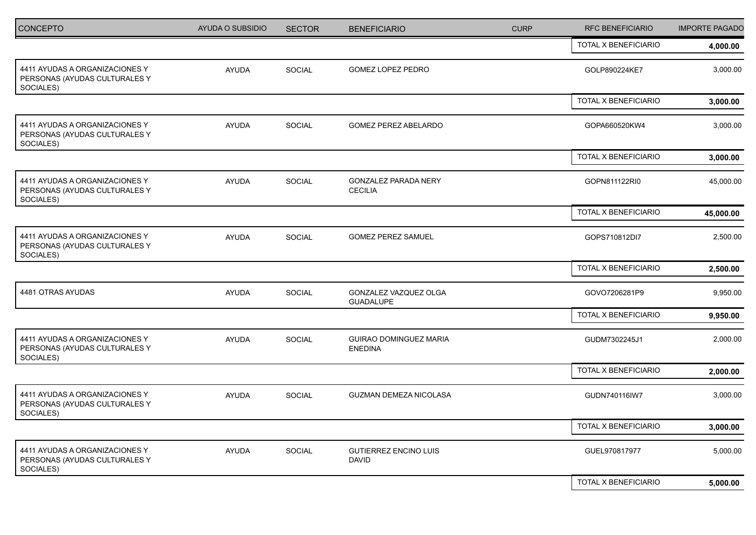| CONCEPTO | AYUDA O SUBSIDIO | SECTOR | BENEFICIARIO | CURP | RFC BENEFICIARIO | IMPORTE PAGADO |
|---|---|---|---|---|---|---|
| | | | | | TOTAL X BENEFICIARIO | **4,000.00** |
| 4411 AYUDAS A ORGANIZACIONES Y PERSONAS (AYUDAS CULTURALES Y SOCIALES) | AYUDA | SOCIAL | GOMEZ LOPEZ PEDRO | | GOLP890224KE7 | 3,000.00 |
| | | | | | TOTAL X BENEFICIARIO | **3,000.00** |
| 4411 AYUDAS A ORGANIZACIONES Y PERSONAS (AYUDAS CULTURALES Y SOCIALES) | AYUDA | SOCIAL | GOMEZ PEREZ ABELARDO | | GOPA660520KW4 | 3,000.00 |
| | | | | | TOTAL X BENEFICIARIO | **3,000.00** |
| 4411 AYUDAS A ORGANIZACIONES Y PERSONAS (AYUDAS CULTURALES Y SOCIALES) | AYUDA | SOCIAL | GONZALEZ PARADA NERY CECILIA | | GOPN811122RI0 | 45,000.00 |
| | | | | | TOTAL X BENEFICIARIO | **45,000.00** |
| 4411 AYUDAS A ORGANIZACIONES Y PERSONAS (AYUDAS CULTURALES Y SOCIALES) | AYUDA | SOCIAL | GOMEZ PEREZ SAMUEL | | GOPS710812DI7 | 2,500.00 |
| | | | | | TOTAL X BENEFICIARIO | **2,500.00** |
| 4481 OTRAS AYUDAS | AYUDA | SOCIAL | GONZALEZ VAZQUEZ OLGA GUADALUPE | | GOVO7206281P9 | 9,950.00 |
| | | | | | TOTAL X BENEFICIARIO | **9,950.00** |
| 4411 AYUDAS A ORGANIZACIONES Y PERSONAS (AYUDAS CULTURALES Y SOCIALES) | AYUDA | SOCIAL | GUIRAO DOMINGUEZ MARIA ENEDINA | | GUDM7302245J1 | 2,000.00 |
| | | | | | TOTAL X BENEFICIARIO | **2,000.00** |
| 4411 AYUDAS A ORGANIZACIONES Y PERSONAS (AYUDAS CULTURALES Y SOCIALES) | AYUDA | SOCIAL | GUZMAN DEMEZA NICOLASA | | GUDN740116IW7 | 3,000.00 |
| | | | | | TOTAL X BENEFICIARIO | **3,000.00** |
| 4411 AYUDAS A ORGANIZACIONES Y PERSONAS (AYUDAS CULTURALES Y SOCIALES) | AYUDA | SOCIAL | GUTIERREZ ENCINO LUIS DAVID | | GUEL970817977 | 5,000.00 |
| | | | | | TOTAL X BENEFICIARIO | **5,000.00** |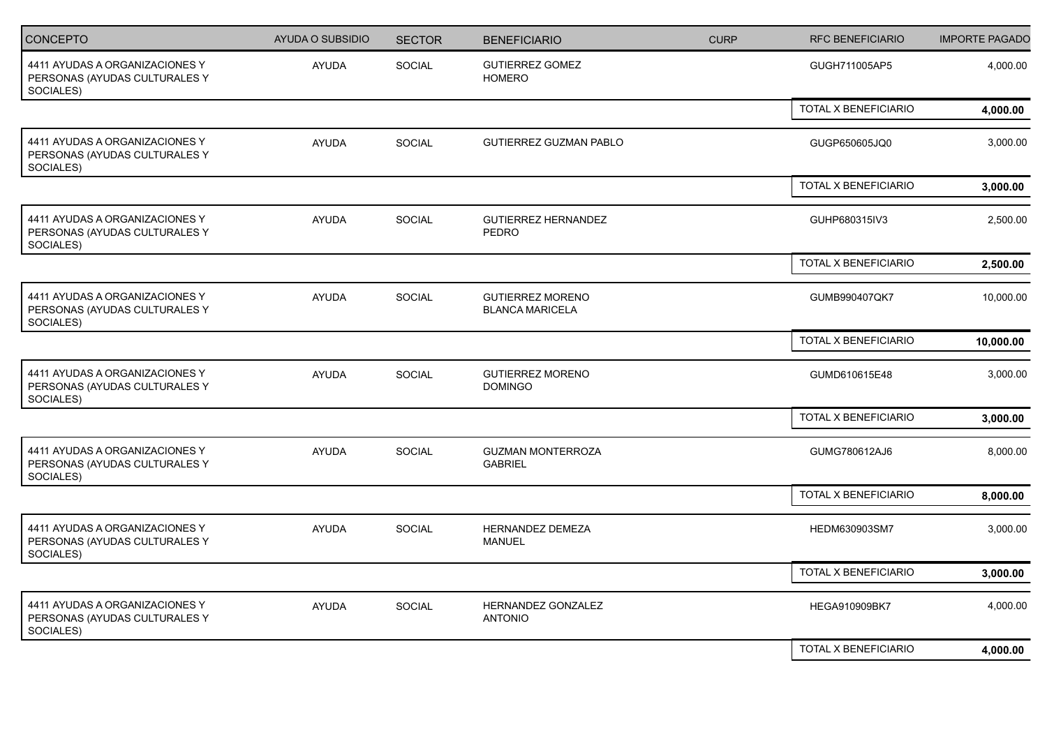| CONCEPTO | AYUDA O SUBSIDIO | SECTOR | BENEFICIARIO | CURP | RFC BENEFICIARIO | IMPORTE PAGADO |
|---|---|---|---|---|---|---|
| 4411 AYUDAS A ORGANIZACIONES Y PERSONAS (AYUDAS CULTURALES Y SOCIALES) | AYUDA | SOCIAL | GUTIERREZ GOMEZ HOMERO | | GUGH711005AP5 | 4,000.00 |
| | | | | | TOTAL X BENEFICIARIO | **4,000.00** |
| 4411 AYUDAS A ORGANIZACIONES Y PERSONAS (AYUDAS CULTURALES Y SOCIALES) | AYUDA | SOCIAL | GUTIERREZ GUZMAN PABLO | | GUGP650605JQ0 | 3,000.00 |
| | | | | | TOTAL X BENEFICIARIO | **3,000.00** |
| 4411 AYUDAS A ORGANIZACIONES Y PERSONAS (AYUDAS CULTURALES Y SOCIALES) | AYUDA | SOCIAL | GUTIERREZ HERNANDEZ PEDRO | | GUHP680315IV3 | 2,500.00 |
| | | | | | TOTAL X BENEFICIARIO | **2,500.00** |
| 4411 AYUDAS A ORGANIZACIONES Y PERSONAS (AYUDAS CULTURALES Y SOCIALES) | AYUDA | SOCIAL | GUTIERREZ MORENO BLANCA MARICELA | | GUMB990407QK7 | 10,000.00 |
| | | | | | TOTAL X BENEFICIARIO | **10,000.00** |
| 4411 AYUDAS A ORGANIZACIONES Y PERSONAS (AYUDAS CULTURALES Y SOCIALES) | AYUDA | SOCIAL | GUTIERREZ MORENO DOMINGO | | GUMD610615E48 | 3,000.00 |
| | | | | | TOTAL X BENEFICIARIO | **3,000.00** |
| 4411 AYUDAS A ORGANIZACIONES Y PERSONAS (AYUDAS CULTURALES Y SOCIALES) | AYUDA | SOCIAL | GUZMAN MONTERROZA GABRIEL | | GUMG780612AJ6 | 8,000.00 |
| | | | | | TOTAL X BENEFICIARIO | **8,000.00** |
| 4411 AYUDAS A ORGANIZACIONES Y PERSONAS (AYUDAS CULTURALES Y SOCIALES) | AYUDA | SOCIAL | HERNANDEZ DEMEZA MANUEL | | HEDM630903SM7 | 3,000.00 |
| | | | | | TOTAL X BENEFICIARIO | **3,000.00** |
| 4411 AYUDAS A ORGANIZACIONES Y PERSONAS (AYUDAS CULTURALES Y SOCIALES) | AYUDA | SOCIAL | HERNANDEZ GONZALEZ ANTONIO | | HEGA910909BK7 | 4,000.00 |
| | | | | | TOTAL X BENEFICIARIO | **4,000.00** |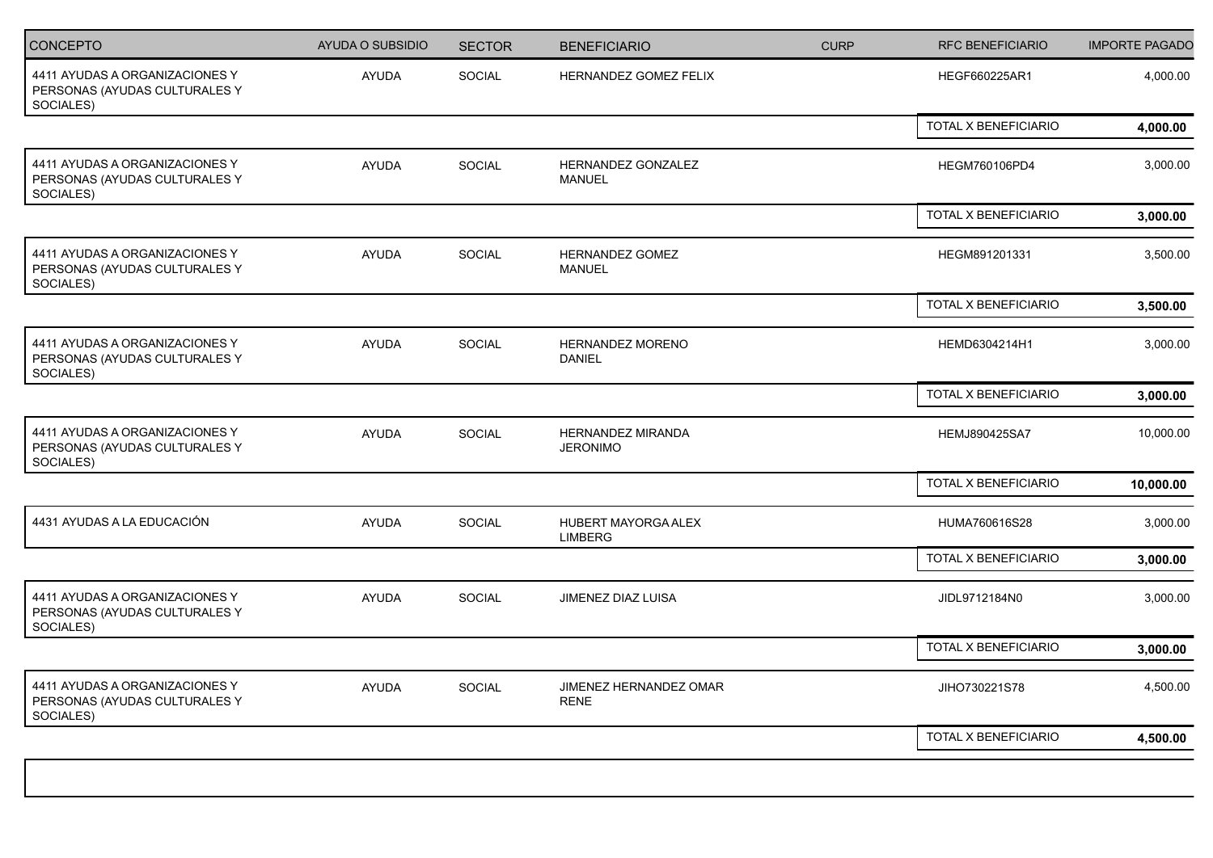| CONCEPTO | AYUDA O SUBSIDIO | SECTOR | BENEFICIARIO | CURP | RFC BENEFICIARIO | IMPORTE PAGADO |
|---|---|---|---|---|---|---|
| 4411 AYUDAS A ORGANIZACIONES Y PERSONAS (AYUDAS CULTURALES Y SOCIALES) | AYUDA | SOCIAL | HERNANDEZ GOMEZ FELIX | | HEGF660225AR1 | 4,000.00 |
| | | | | | TOTAL X BENEFICIARIO | **4,000.00** |
| 4411 AYUDAS A ORGANIZACIONES Y PERSONAS (AYUDAS CULTURALES Y SOCIALES) | AYUDA | SOCIAL | HERNANDEZ GONZALEZ MANUEL | | HEGM760106PD4 | 3,000.00 |
| | | | | | TOTAL X BENEFICIARIO | **3,000.00** |
| 4411 AYUDAS A ORGANIZACIONES Y PERSONAS (AYUDAS CULTURALES Y SOCIALES) | AYUDA | SOCIAL | HERNANDEZ GOMEZ MANUEL | | HEGM891201331 | 3,500.00 |
| | | | | | TOTAL X BENEFICIARIO | **3,500.00** |
| 4411 AYUDAS A ORGANIZACIONES Y PERSONAS (AYUDAS CULTURALES Y SOCIALES) | AYUDA | SOCIAL | HERNANDEZ MORENO DANIEL | | HEMD6304214H1 | 3,000.00 |
| | | | | | TOTAL X BENEFICIARIO | **3,000.00** |
| 4411 AYUDAS A ORGANIZACIONES Y PERSONAS (AYUDAS CULTURALES Y SOCIALES) | AYUDA | SOCIAL | HERNANDEZ MIRANDA JERONIMO | | HEMJ890425SA7 | 10,000.00 |
| | | | | | TOTAL X BENEFICIARIO | **10,000.00** |
| 4431 AYUDAS A LA EDUCACIÓN | AYUDA | SOCIAL | HUBERT MAYORGA ALEX LIMBERG | | HUMA760616S28 | 3,000.00 |
| | | | | | TOTAL X BENEFICIARIO | **3,000.00** |
| 4411 AYUDAS A ORGANIZACIONES Y PERSONAS (AYUDAS CULTURALES Y SOCIALES) | AYUDA | SOCIAL | JIMENEZ DIAZ LUISA | | JIDL9712184N0 | 3,000.00 |
| | | | | | TOTAL X BENEFICIARIO | **3,000.00** |
| 4411 AYUDAS A ORGANIZACIONES Y PERSONAS (AYUDAS CULTURALES Y SOCIALES) | AYUDA | SOCIAL | JIMENEZ HERNANDEZ OMAR RENE | | JIHO730221S78 | 4,500.00 |
| | | | | | TOTAL X BENEFICIARIO | **4,500.00** |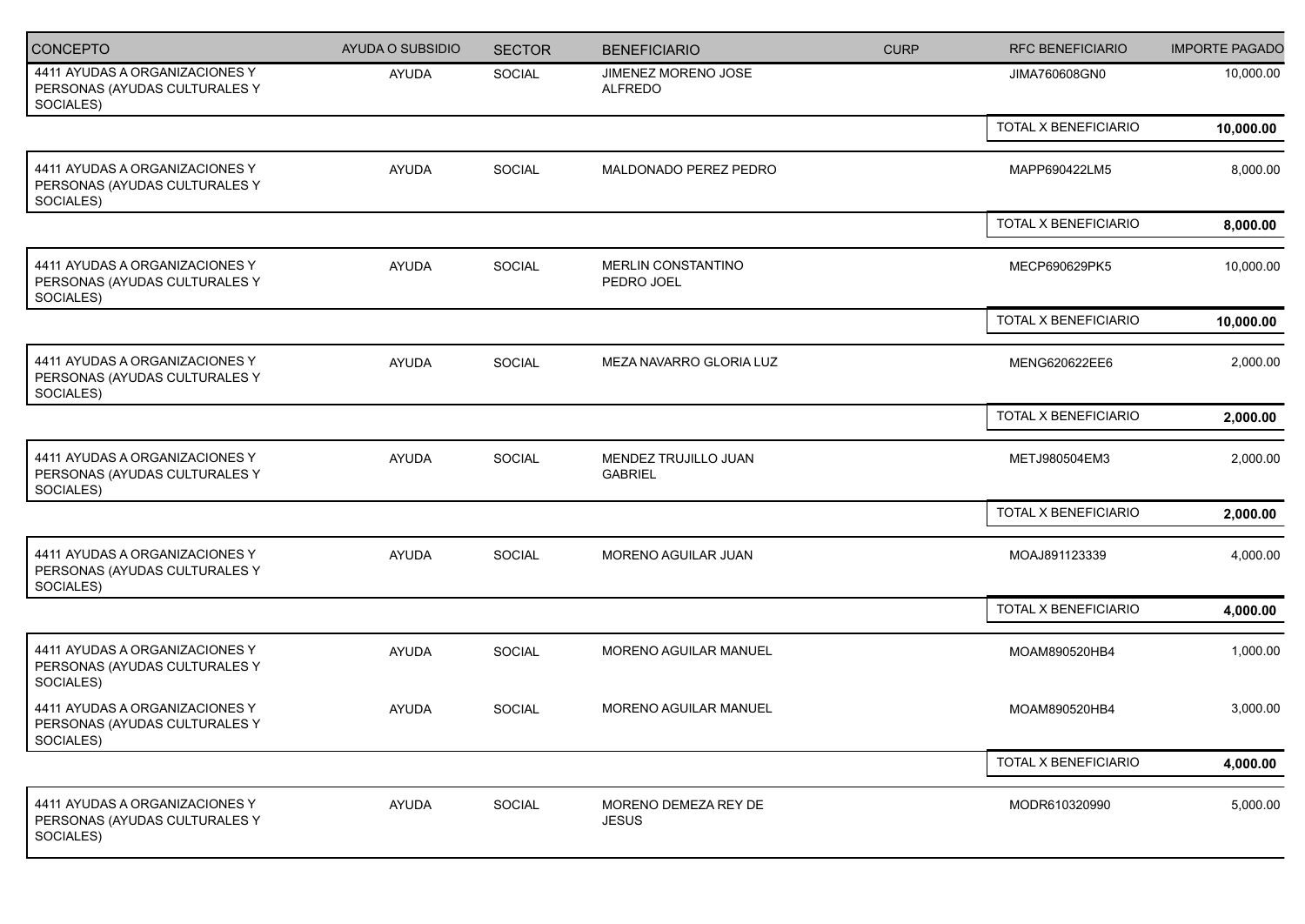| CONCEPTO | AYUDA O SUBSIDIO | SECTOR | BENEFICIARIO | CURP | RFC BENEFICIARIO | IMPORTE PAGADO |
| --- | --- | --- | --- | --- | --- | --- |
| 4411 AYUDAS A ORGANIZACIONES Y PERSONAS (AYUDAS CULTURALES Y SOCIALES) | AYUDA | SOCIAL | JIMENEZ MORENO JOSE ALFREDO | | JIMA760608GN0 | 10,000.00 |
| | | | | | TOTAL X BENEFICIARIO | **10,000.00** |
| 4411 AYUDAS A ORGANIZACIONES Y PERSONAS (AYUDAS CULTURALES Y SOCIALES) | AYUDA | SOCIAL | MALDONADO PEREZ PEDRO | | MAPP690422LM5 | 8,000.00 |
| | | | | | TOTAL X BENEFICIARIO | **8,000.00** |
| 4411 AYUDAS A ORGANIZACIONES Y PERSONAS (AYUDAS CULTURALES Y SOCIALES) | AYUDA | SOCIAL | MERLIN CONSTANTINO PEDRO JOEL | | MECP690629PK5 | 10,000.00 |
| | | | | | TOTAL X BENEFICIARIO | **10,000.00** |
| 4411 AYUDAS A ORGANIZACIONES Y PERSONAS (AYUDAS CULTURALES Y SOCIALES) | AYUDA | SOCIAL | MEZA NAVARRO GLORIA LUZ | | MENG620622EE6 | 2,000.00 |
| | | | | | TOTAL X BENEFICIARIO | **2,000.00** |
| 4411 AYUDAS A ORGANIZACIONES Y PERSONAS (AYUDAS CULTURALES Y SOCIALES) | AYUDA | SOCIAL | MENDEZ TRUJILLO JUAN GABRIEL | | METJ980504EM3 | 2,000.00 |
| | | | | | TOTAL X BENEFICIARIO | **2,000.00** |
| 4411 AYUDAS A ORGANIZACIONES Y PERSONAS (AYUDAS CULTURALES Y SOCIALES) | AYUDA | SOCIAL | MORENO AGUILAR JUAN | | MOAJ891123339 | 4,000.00 |
| | | | | | TOTAL X BENEFICIARIO | **4,000.00** |
| 4411 AYUDAS A ORGANIZACIONES Y PERSONAS (AYUDAS CULTURALES Y SOCIALES) | AYUDA | SOCIAL | MORENO AGUILAR MANUEL | | MOAM890520HB4 | 1,000.00 |
| 4411 AYUDAS A ORGANIZACIONES Y PERSONAS (AYUDAS CULTURALES Y SOCIALES) | AYUDA | SOCIAL | MORENO AGUILAR MANUEL | | MOAM890520HB4 | 3,000.00 |
| | | | | | TOTAL X BENEFICIARIO | **4,000.00** |
| 4411 AYUDAS A ORGANIZACIONES Y PERSONAS (AYUDAS CULTURALES Y SOCIALES) | AYUDA | SOCIAL | MORENO DEMEZA REY DE JESUS | | MODR610320990 | 5,000.00 |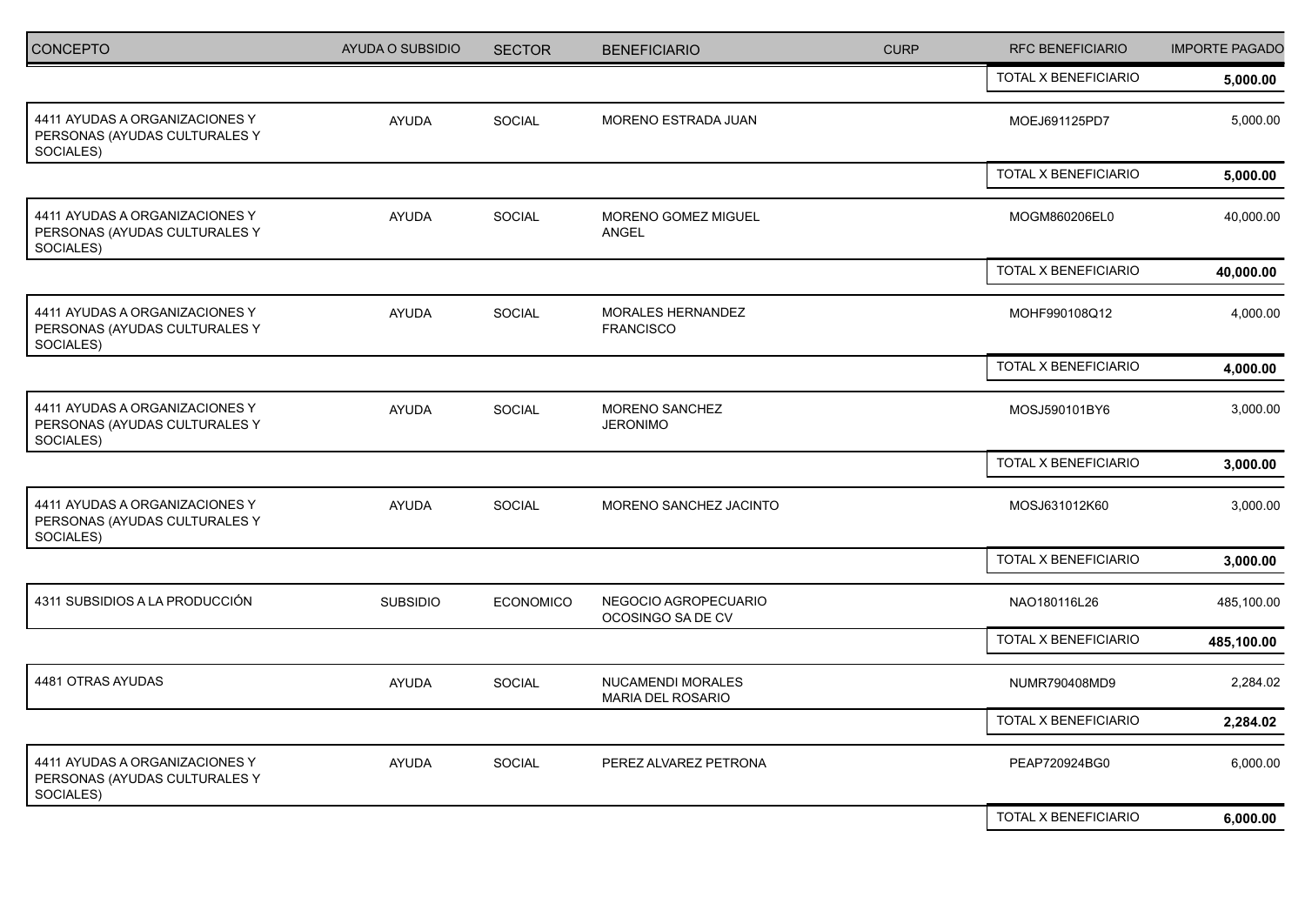| CONCEPTO | AYUDA O SUBSIDIO | SECTOR | BENEFICIARIO | CURP | RFC BENEFICIARIO | IMPORTE PAGADO |
|---|---|---|---|---|---|---|
| | | | | | TOTAL X BENEFICIARIO | **5,000.00** |
| 4411 AYUDAS A ORGANIZACIONES Y PERSONAS (AYUDAS CULTURALES Y SOCIALES) | AYUDA | SOCIAL | MORENO ESTRADA JUAN | | MOEJ691125PD7 | 5,000.00 |
| | | | | | TOTAL X BENEFICIARIO | **5,000.00** |
| 4411 AYUDAS A ORGANIZACIONES Y PERSONAS (AYUDAS CULTURALES Y SOCIALES) | AYUDA | SOCIAL | MORENO GOMEZ MIGUEL ANGEL | | MOGM860206EL0 | 40,000.00 |
| | | | | | TOTAL X BENEFICIARIO | **40,000.00** |
| 4411 AYUDAS A ORGANIZACIONES Y PERSONAS (AYUDAS CULTURALES Y SOCIALES) | AYUDA | SOCIAL | MORALES HERNANDEZ FRANCISCO | | MOHF990108Q12 | 4,000.00 |
| | | | | | TOTAL X BENEFICIARIO | **4,000.00** |
| 4411 AYUDAS A ORGANIZACIONES Y PERSONAS (AYUDAS CULTURALES Y SOCIALES) | AYUDA | SOCIAL | MORENO SANCHEZ JERONIMO | | MOSJ590101BY6 | 3,000.00 |
| | | | | | TOTAL X BENEFICIARIO | **3,000.00** |
| 4411 AYUDAS A ORGANIZACIONES Y PERSONAS (AYUDAS CULTURALES Y SOCIALES) | AYUDA | SOCIAL | MORENO SANCHEZ JACINTO | | MOSJ631012K60 | 3,000.00 |
| | | | | | TOTAL X BENEFICIARIO | **3,000.00** |
| 4311 SUBSIDIOS A LA PRODUCCIÓN | SUBSIDIO | ECONOMICO | NEGOCIO AGROPECUARIO OCOSINGO SA DE CV | | NAO180116L26 | 485,100.00 |
| | | | | | TOTAL X BENEFICIARIO | **485,100.00** |
| 4481 OTRAS AYUDAS | AYUDA | SOCIAL | NUCAMENDI MORALES MARIA DEL ROSARIO | | NUMR790408MD9 | 2,284.02 |
| | | | | | TOTAL X BENEFICIARIO | **2,284.02** |
| 4411 AYUDAS A ORGANIZACIONES Y PERSONAS (AYUDAS CULTURALES Y SOCIALES) | AYUDA | SOCIAL | PEREZ ALVAREZ PETRONA | | PEAP720924BG0 | 6,000.00 |
| | | | | | TOTAL X BENEFICIARIO | **6,000.00** |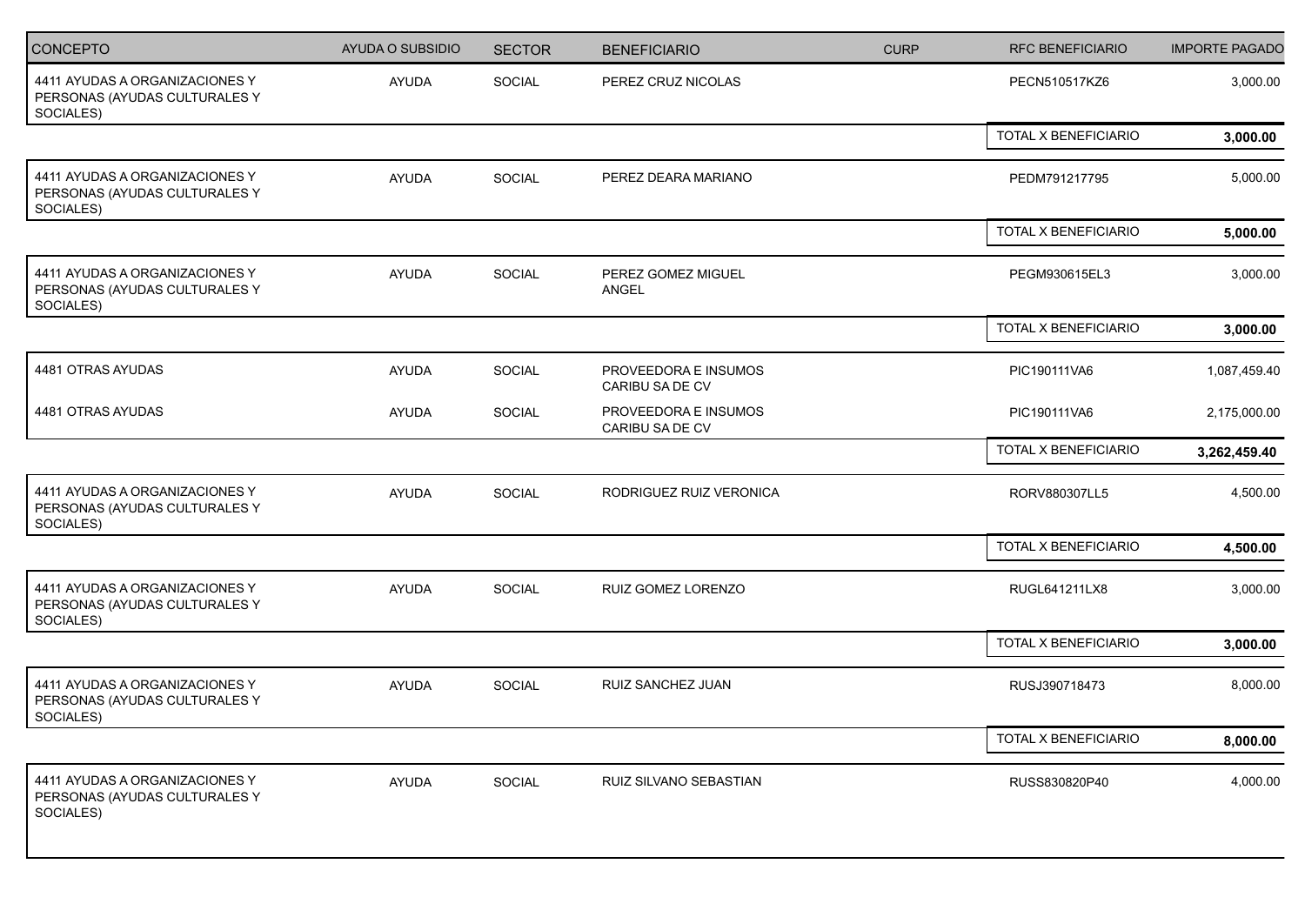| CONCEPTO | AYUDA O SUBSIDIO | SECTOR | BENEFICIARIO | CURP | RFC BENEFICIARIO | IMPORTE PAGADO |
|---|---|---|---|---|---|---|
| 4411 AYUDAS A ORGANIZACIONES Y PERSONAS (AYUDAS CULTURALES Y SOCIALES) | AYUDA | SOCIAL | PEREZ CRUZ NICOLAS | | PECN510517KZ6 | 3,000.00 |
| | | | | | TOTAL X BENEFICIARIO | **3,000.00** |
| 4411 AYUDAS A ORGANIZACIONES Y PERSONAS (AYUDAS CULTURALES Y SOCIALES) | AYUDA | SOCIAL | PEREZ DEARA MARIANO | | PEDM791217795 | 5,000.00 |
| | | | | | TOTAL X BENEFICIARIO | **5,000.00** |
| 4411 AYUDAS A ORGANIZACIONES Y PERSONAS (AYUDAS CULTURALES Y SOCIALES) | AYUDA | SOCIAL | PEREZ GOMEZ MIGUEL ANGEL | | PEGM930615EL3 | 3,000.00 |
| | | | | | TOTAL X BENEFICIARIO | **3,000.00** |
| 4481 OTRAS AYUDAS | AYUDA | SOCIAL | PROVEEDORA E INSUMOS CARIBU SA DE CV | | PIC190111VA6 | 1,087,459.40 |
| 4481 OTRAS AYUDAS | AYUDA | SOCIAL | PROVEEDORA E INSUMOS CARIBU SA DE CV | | PIC190111VA6 | 2,175,000.00 |
| | | | | | TOTAL X BENEFICIARIO | **3,262,459.40** |
| 4411 AYUDAS A ORGANIZACIONES Y PERSONAS (AYUDAS CULTURALES Y SOCIALES) | AYUDA | SOCIAL | RODRIGUEZ RUIZ VERONICA | | RORV880307LL5 | 4,500.00 |
| | | | | | TOTAL X BENEFICIARIO | **4,500.00** |
| 4411 AYUDAS A ORGANIZACIONES Y PERSONAS (AYUDAS CULTURALES Y SOCIALES) | AYUDA | SOCIAL | RUIZ GOMEZ LORENZO | | RUGL641211LX8 | 3,000.00 |
| | | | | | TOTAL X BENEFICIARIO | **3,000.00** |
| 4411 AYUDAS A ORGANIZACIONES Y PERSONAS (AYUDAS CULTURALES Y SOCIALES) | AYUDA | SOCIAL | RUIZ SANCHEZ JUAN | | RUSJ390718473 | 8,000.00 |
| | | | | | TOTAL X BENEFICIARIO | **8,000.00** |
| 4411 AYUDAS A ORGANIZACIONES Y PERSONAS (AYUDAS CULTURALES Y SOCIALES) | AYUDA | SOCIAL | RUIZ SILVANO SEBASTIAN | | RUSS830820P40 | 4,000.00 |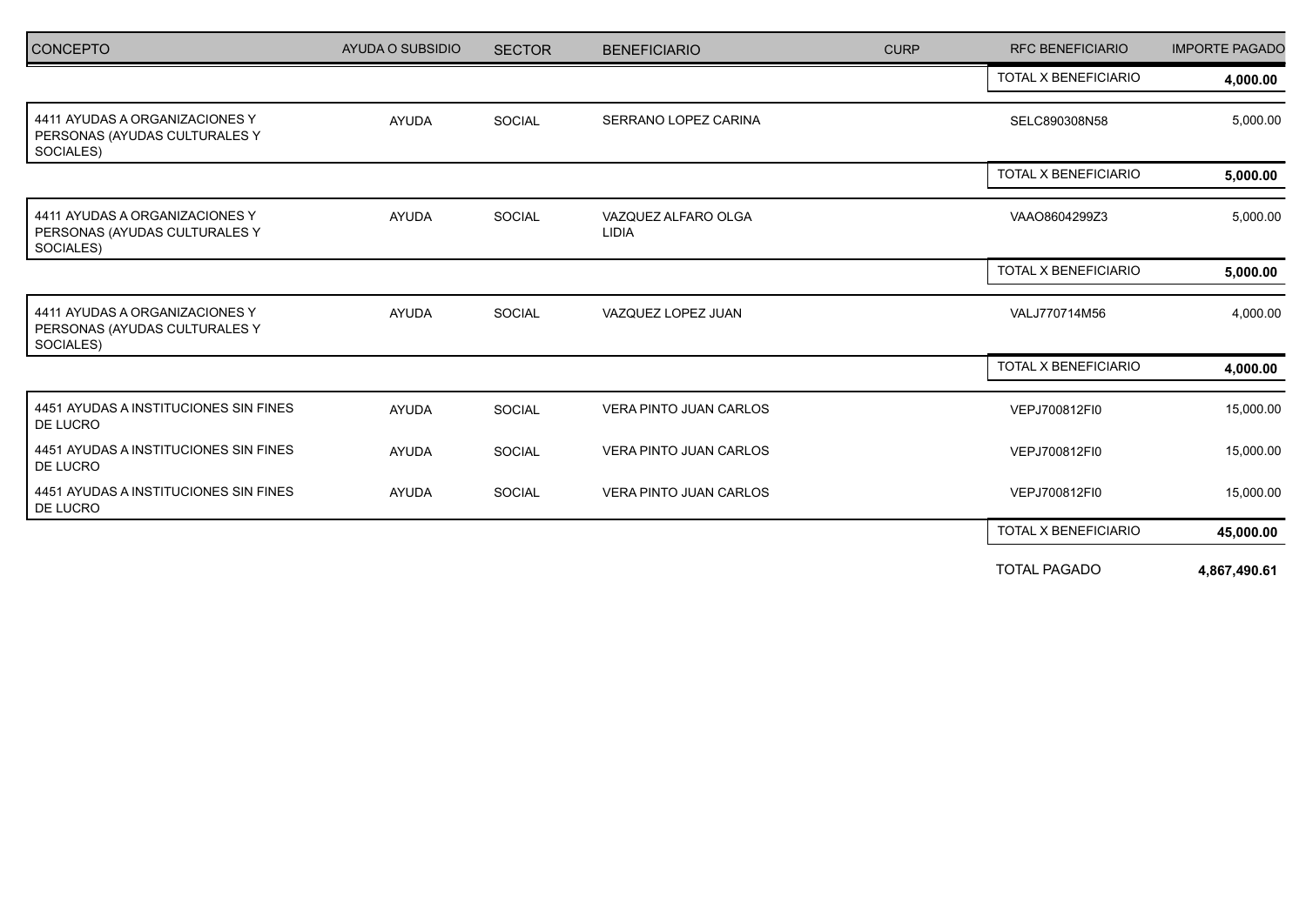| CONCEPTO | AYUDA O SUBSIDIO | SECTOR | BENEFICIARIO | CURP | RFC BENEFICIARIO | IMPORTE PAGADO |
|---|---|---|---|---|---|---|
| | | | | | TOTAL X BENEFICIARIO | **4,000.00** |
| 4411 AYUDAS A ORGANIZACIONES Y PERSONAS (AYUDAS CULTURALES Y SOCIALES) | AYUDA | SOCIAL | SERRANO LOPEZ CARINA | | SELC890308N58 | 5,000.00 |
| | | | | | TOTAL X BENEFICIARIO | **5,000.00** |
| 4411 AYUDAS A ORGANIZACIONES Y PERSONAS (AYUDAS CULTURALES Y SOCIALES) | AYUDA | SOCIAL | VAZQUEZ ALFARO OLGA LIDIA | | VAAO8604299Z3 | 5,000.00 |
| | | | | | TOTAL X BENEFICIARIO | **5,000.00** |
| 4411 AYUDAS A ORGANIZACIONES Y PERSONAS (AYUDAS CULTURALES Y SOCIALES) | AYUDA | SOCIAL | VAZQUEZ LOPEZ JUAN | | VALJ770714M56 | 4,000.00 |
| | | | | | TOTAL X BENEFICIARIO | **4,000.00** |
| 4451 AYUDAS A INSTITUCIONES SIN FINES DE LUCRO | AYUDA | SOCIAL | VERA PINTO JUAN CARLOS | | VEPJ700812FI0 | 15,000.00 |
| 4451 AYUDAS A INSTITUCIONES SIN FINES DE LUCRO | AYUDA | SOCIAL | VERA PINTO JUAN CARLOS | | VEPJ700812FI0 | 15,000.00 |
| 4451 AYUDAS A INSTITUCIONES SIN FINES DE LUCRO | AYUDA | SOCIAL | VERA PINTO JUAN CARLOS | | VEPJ700812FI0 | 15,000.00 |
| | | | | | TOTAL X BENEFICIARIO | **45,000.00** |
| | | | | | TOTAL PAGADO | **4,867,490.61** |